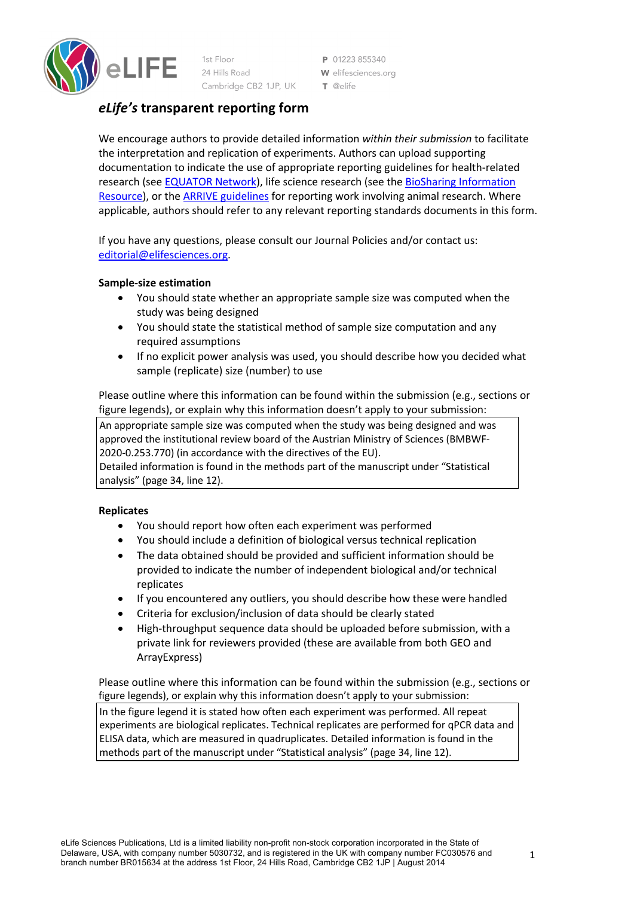# *eLife's* transparent reporting form

We encourage authors to provide detailed information *within their submission* to facilitate the interpretation and replication of experiments. Authors can upload supporting documentation to indicate the use of appropriate reporting guidelines for health-related research (see EQUATOR Network), life science research (see the BioSharing Information Resource), or the ARRIVE guidelines for reporting work involving animal research. Where applicable, authors should refer to any relevant reporting standards documents in this form.

If you have any questions, please consult our Journal Policies and/or contact us: editorial@elifesciences.org.

**Sample-size estimation**

- You should state whether an appropriate sample size was computed when the study was being designed
- You should state the statistical method of sample size computation and any required assumptions
- If no explicit power analysis was used, you should describe how you decided what sample (replicate) size (number) to use

Please outline where this information can be found within the submission (e.g., sections or figure legends), or explain why this information doesn't apply to your submission:

An appropriate sample size was computed when the study was being designed and was approved the institutional review board of the Austrian Ministry of Sciences (BMBWF-2020-0.253.770) (in accordance with the directives of the EU).
Detailed information is found in the methods part of the manuscript under "Statistical analysis" (page 34, line 12).

**Replicates**

- You should report how often each experiment was performed
- You should include a definition of biological versus technical replication
- The data obtained should be provided and sufficient information should be provided to indicate the number of independent biological and/or technical replicates
- If you encountered any outliers, you should describe how these were handled
- Criteria for exclusion/inclusion of data should be clearly stated
- High-throughput sequence data should be uploaded before submission, with a private link for reviewers provided (these are available from both GEO and ArrayExpress)

Please outline where this information can be found within the submission (e.g., sections or figure legends), or explain why this information doesn't apply to your submission:

In the figure legend it is stated how often each experiment was performed. All repeat experiments are biological replicates. Technical replicates are performed for qPCR data and ELISA data, which are measured in quadruplicates. Detailed information is found in the methods part of the manuscript under "Statistical analysis" (page 34, line 12).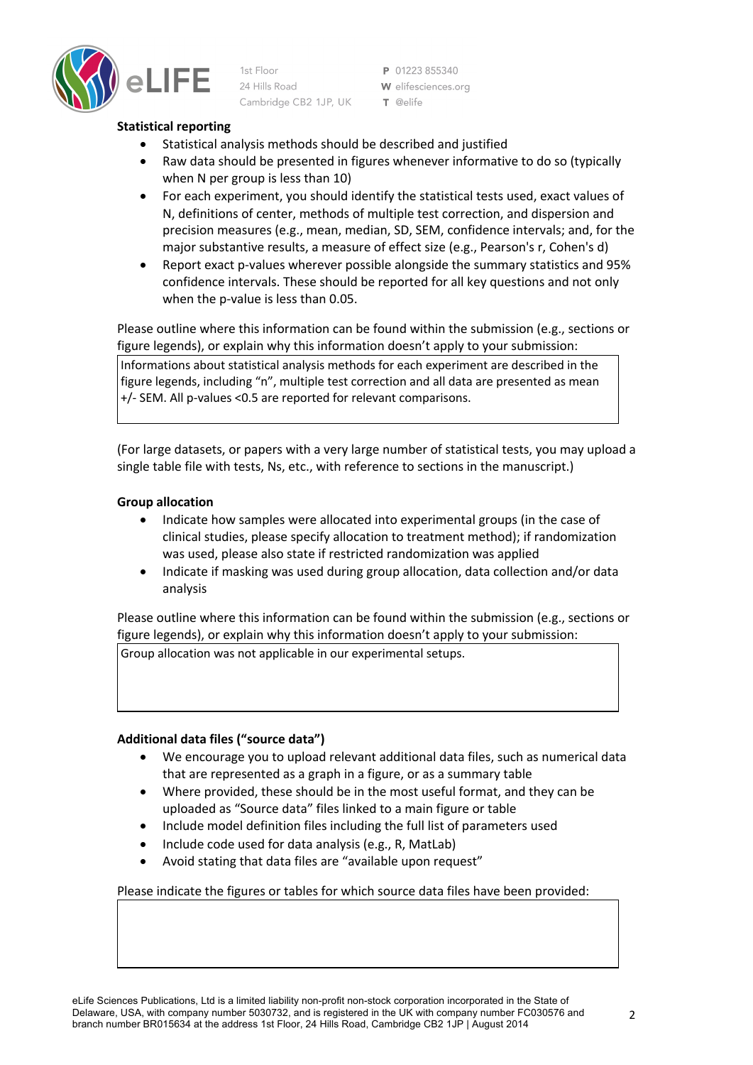### Statistical reporting

- Statistical analysis methods should be described and justified
- Raw data should be presented in figures whenever informative to do so (typically when N per group is less than 10)
- For each experiment, you should identify the statistical tests used, exact values of N, definitions of center, methods of multiple test correction, and dispersion and precision measures (e.g., mean, median, SD, SEM, confidence intervals; and, for the major substantive results, a measure of effect size (e.g., Pearson's r, Cohen's d)
- Report exact p-values wherever possible alongside the summary statistics and 95% confidence intervals. These should be reported for all key questions and not only when the p-value is less than 0.05.

Please outline where this information can be found within the submission (e.g., sections or figure legends), or explain why this information doesn't apply to your submission:

Informations about statistical analysis methods for each experiment are described in the figure legends, including "n", multiple test correction and all data are presented as mean +/- SEM. All p-values <0.5 are reported for relevant comparisons.

(For large datasets, or papers with a very large number of statistical tests, you may upload a single table file with tests, Ns, etc., with reference to sections in the manuscript.)

### Group allocation

- Indicate how samples were allocated into experimental groups (in the case of clinical studies, please specify allocation to treatment method); if randomization was used, please also state if restricted randomization was applied
- Indicate if masking was used during group allocation, data collection and/or data analysis

Please outline where this information can be found within the submission (e.g., sections or figure legends), or explain why this information doesn't apply to your submission:

Group allocation was not applicable in our experimental setups.

### Additional data files ("source data")

- We encourage you to upload relevant additional data files, such as numerical data that are represented as a graph in a figure, or as a summary table
- Where provided, these should be in the most useful format, and they can be uploaded as "Source data" files linked to a main figure or table
- Include model definition files including the full list of parameters used
- Include code used for data analysis (e.g., R, MatLab)
- Avoid stating that data files are "available upon request"

Please indicate the figures or tables for which source data files have been provided: